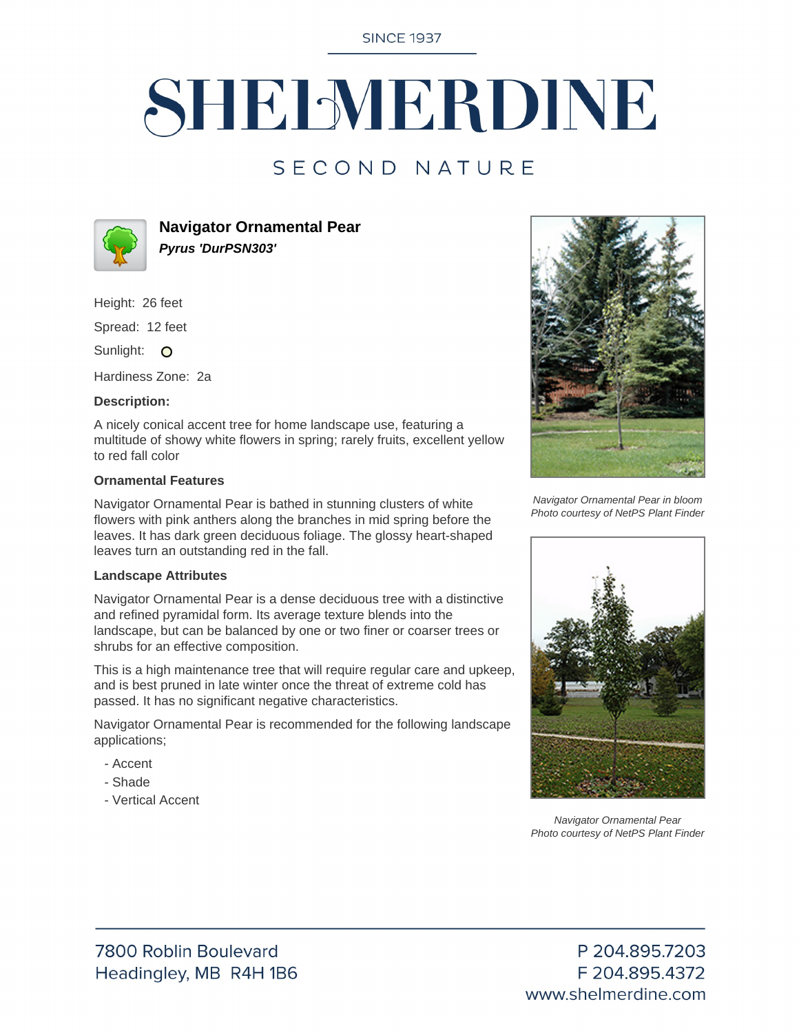SINCE 1937

# SHELMERDINE

SECOND NATURE

## Navigator Ornamental Pear

***Pyrus 'DurPSN303'***

Height: 26 feet

Spread: 12 feet

Sunlight: ○

Hardiness Zone: 2a

**Description:**

A nicely conical accent tree for home landscape use, featuring a multitude of showy white flowers in spring; rarely fruits, excellent yellow to red fall color

**Ornamental Features**

Navigator Ornamental Pear is bathed in stunning clusters of white flowers with pink anthers along the branches in mid spring before the leaves. It has dark green deciduous foliage. The glossy heart-shaped leaves turn an outstanding red in the fall.

**Landscape Attributes**

Navigator Ornamental Pear is a dense deciduous tree with a distinctive and refined pyramidal form. Its average texture blends into the landscape, but can be balanced by one or two finer or coarser trees or shrubs for an effective composition.

This is a high maintenance tree that will require regular care and upkeep, and is best pruned in late winter once the threat of extreme cold has passed. It has no significant negative characteristics.

Navigator Ornamental Pear is recommended for the following landscape applications;

- Accent
- Shade
- Vertical Accent

*Navigator Ornamental Pear in bloom*
*Photo courtesy of NetPS Plant Finder*

*Navigator Ornamental Pear*
*Photo courtesy of NetPS Plant Finder*

7800 Roblin Boulevard
Headingley, MB R4H 1B6

P 204.895.7203
F 204.895.4372
www.shelmerdine.com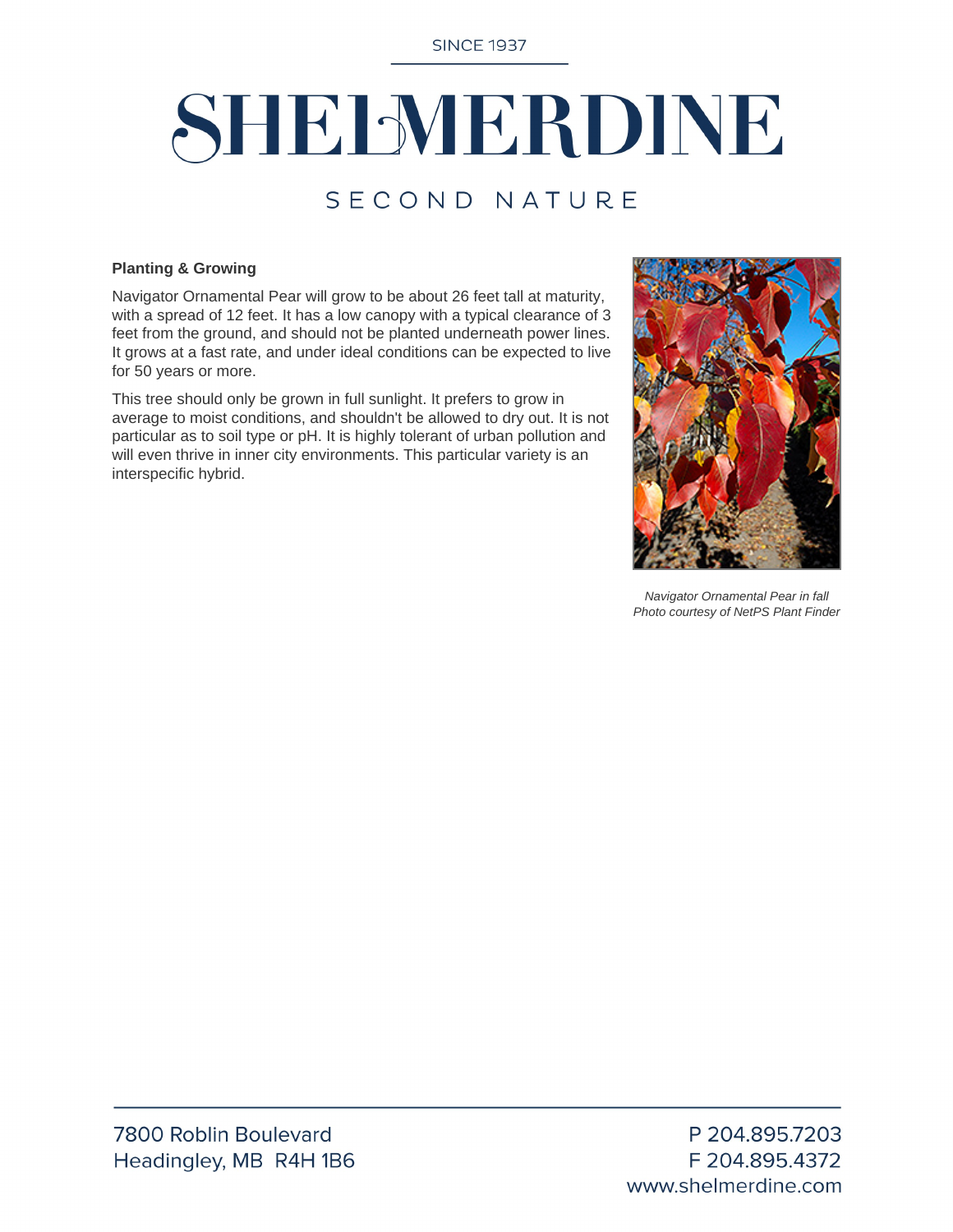SINCE 1937

# SHELMERDINE

SECOND NATURE

**Planting & Growing**

Navigator Ornamental Pear will grow to be about 26 feet tall at maturity, with a spread of 12 feet. It has a low canopy with a typical clearance of 3 feet from the ground, and should not be planted underneath power lines. It grows at a fast rate, and under ideal conditions can be expected to live for 50 years or more.

This tree should only be grown in full sunlight. It prefers to grow in average to moist conditions, and shouldn't be allowed to dry out. It is not particular as to soil type or pH. It is highly tolerant of urban pollution and will even thrive in inner city environments. This particular variety is an interspecific hybrid.

*Navigator Ornamental Pear in fall*
*Photo courtesy of NetPS Plant Finder*

7800 Roblin Boulevard
Headingley, MB R4H 1B6

P 204.895.7203
F 204.895.4372
www.shelmerdine.com